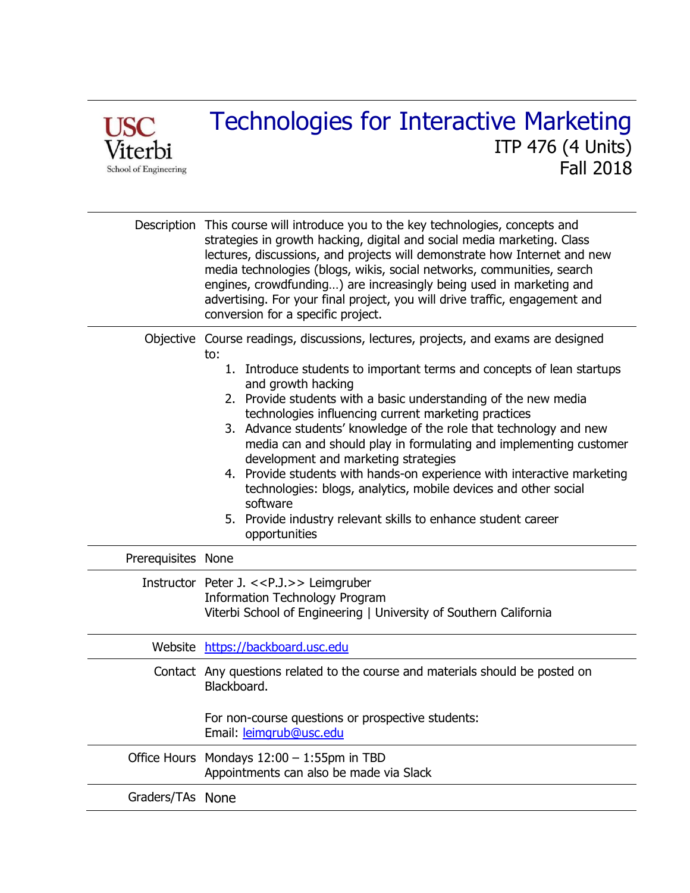USC Viterbi School of Engineering

# Technologies for Interactive Marketing

ITP 476 (4 Units)
Fall 2018

| | |
|---|---|
| Description | This course will introduce you to the key technologies, concepts and strategies in growth hacking, digital and social media marketing. Class lectures, discussions, and projects will demonstrate how Internet and new media technologies (blogs, wikis, social networks, communities, search engines, crowdfunding…) are increasingly being used in marketing and advertising. For your final project, you will drive traffic, engagement and conversion for a specific project. |
| Objective | Course readings, discussions, lectures, projects, and exams are designed to:<br>1. Introduce students to important terms and concepts of lean startups and growth hacking<br>2. Provide students with a basic understanding of the new media technologies influencing current marketing practices<br>3. Advance students' knowledge of the role that technology and new media can and should play in formulating and implementing customer development and marketing strategies<br>4. Provide students with hands-on experience with interactive marketing technologies: blogs, analytics, mobile devices and other social software<br>5. Provide industry relevant skills to enhance student career opportunities |
| Prerequisites | None |
| Instructor | Peter J. <<P.J.>> Leimgruber<br>Information Technology Program<br>Viterbi School of Engineering \| University of Southern California |
| Website | https://backboard.usc.edu |
| Contact | Any questions related to the course and materials should be posted on Blackboard.<br><br>For non-course questions or prospective students:<br>Email: leimgrub@usc.edu |
| Office Hours | Mondays 12:00 – 1:55pm in TBD<br>Appointments can also be made via Slack |
| Graders/TAs | None |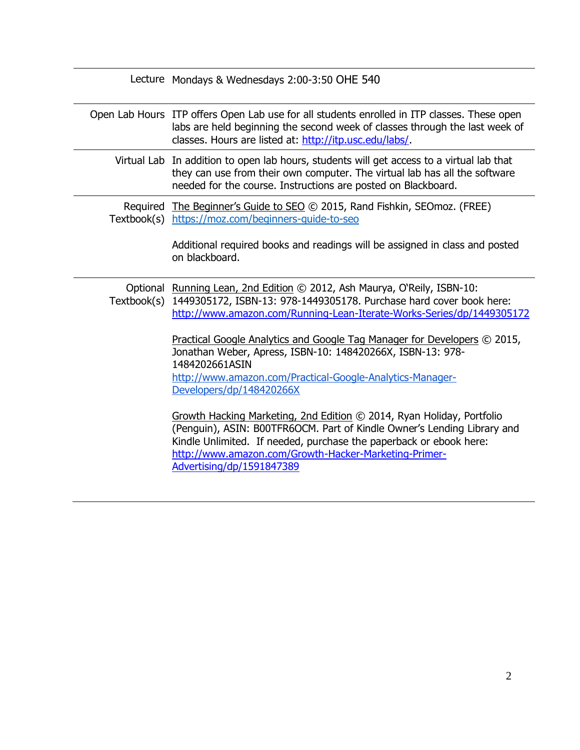| | |
|---|---|
| Lecture | Mondays & Wednesdays 2:00-3:50 OHE 540 |
| Open Lab Hours | ITP offers Open Lab use for all students enrolled in ITP classes. These open labs are held beginning the second week of classes through the last week of classes. Hours are listed at: http://itp.usc.edu/labs/. |
| Virtual Lab | In addition to open lab hours, students will get access to a virtual lab that they can use from their own computer. The virtual lab has all the software needed for the course. Instructions are posted on Blackboard. |
| Required Textbook(s) | The Beginner's Guide to SEO © 2015, Rand Fishkin, SEOmoz. (FREE) https://moz.com/beginners-guide-to-seo<br><br>Additional required books and readings will be assigned in class and posted on blackboard. |
| Optional Textbook(s) | Running Lean, 2nd Edition © 2012, Ash Maurya, O'Reily, ISBN-10: 1449305172, ISBN-13: 978-1449305178. Purchase hard cover book here: http://www.amazon.com/Running-Lean-Iterate-Works-Series/dp/1449305172<br><br>Practical Google Analytics and Google Tag Manager for Developers © 2015, Jonathan Weber, Apress, ISBN-10: 148420266X, ISBN-13: 978-1484202661ASIN http://www.amazon.com/Practical-Google-Analytics-Manager-Developers/dp/148420266X<br><br>Growth Hacking Marketing, 2nd Edition © 2014, Ryan Holiday, Portfolio (Penguin), ASIN: B00TFR6OCM. Part of Kindle Owner's Lending Library and Kindle Unlimited. If needed, purchase the paperback or ebook here: http://www.amazon.com/Growth-Hacker-Marketing-Primer-Advertising/dp/1591847389 |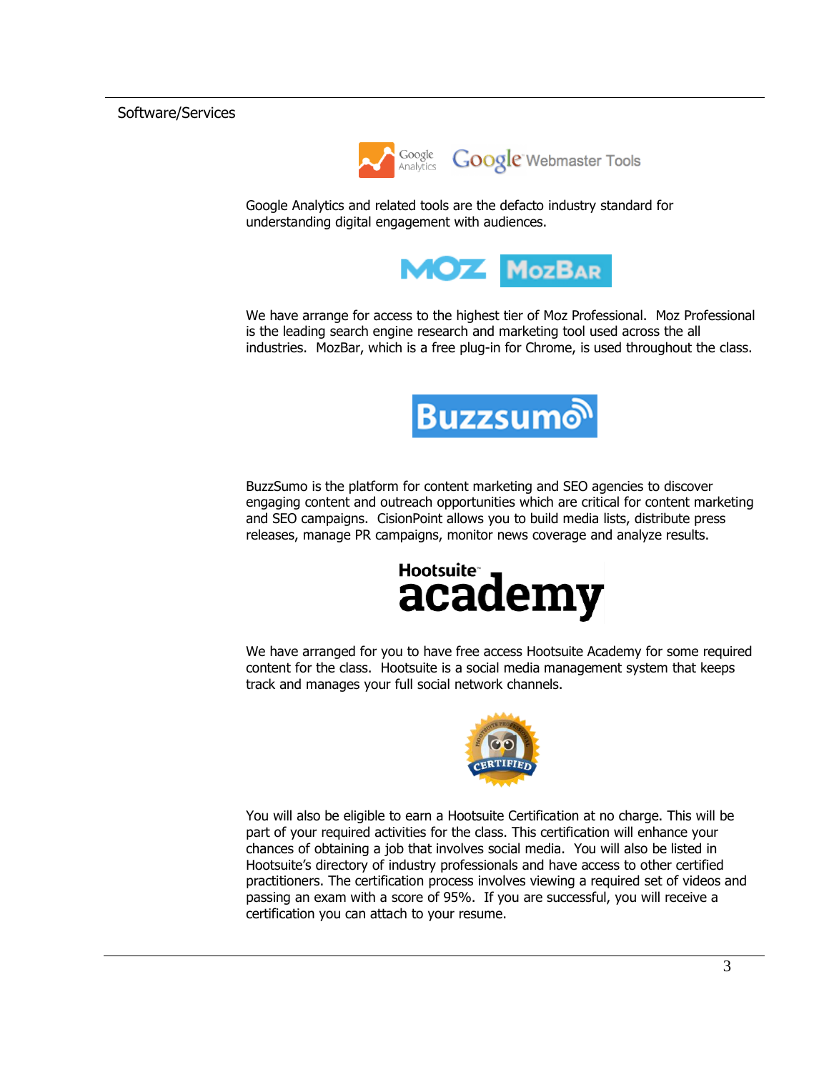Software/Services

Google Analytics and related tools are the defacto industry standard for understanding digital engagement with audiences.

We have arrange for access to the highest tier of Moz Professional. Moz Professional is the leading search engine research and marketing tool used across the all industries. MozBar, which is a free plug-in for Chrome, is used throughout the class.

BuzzSumo is the platform for content marketing and SEO agencies to discover engaging content and outreach opportunities which are critical for content marketing and SEO campaigns. CisionPoint allows you to build media lists, distribute press releases, manage PR campaigns, monitor news coverage and analyze results.

We have arranged for you to have free access Hootsuite Academy for some required content for the class. Hootsuite is a social media management system that keeps track and manages your full social network channels.

You will also be eligible to earn a Hootsuite Certification at no charge. This will be part of your required activities for the class. This certification will enhance your chances of obtaining a job that involves social media. You will also be listed in Hootsuite's directory of industry professionals and have access to other certified practitioners. The certification process involves viewing a required set of videos and passing an exam with a score of 95%. If you are successful, you will receive a certification you can attach to your resume.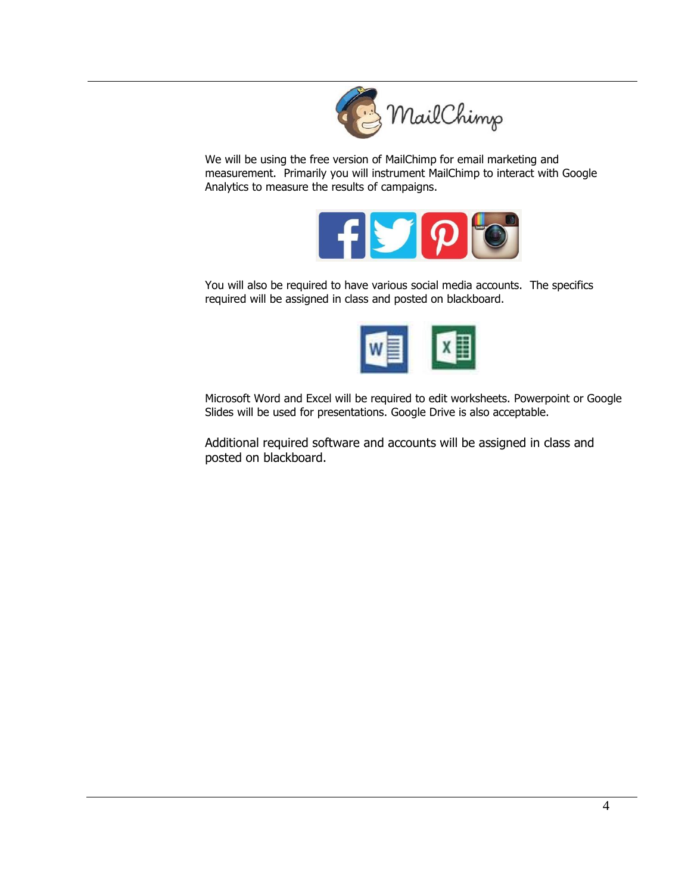We will be using the free version of MailChimp for email marketing and measurement. Primarily you will instrument MailChimp to interact with Google Analytics to measure the results of campaigns.

You will also be required to have various social media accounts. The specifics required will be assigned in class and posted on blackboard.

Microsoft Word and Excel will be required to edit worksheets. Powerpoint or Google Slides will be used for presentations. Google Drive is also acceptable.

Additional required software and accounts will be assigned in class and posted on blackboard.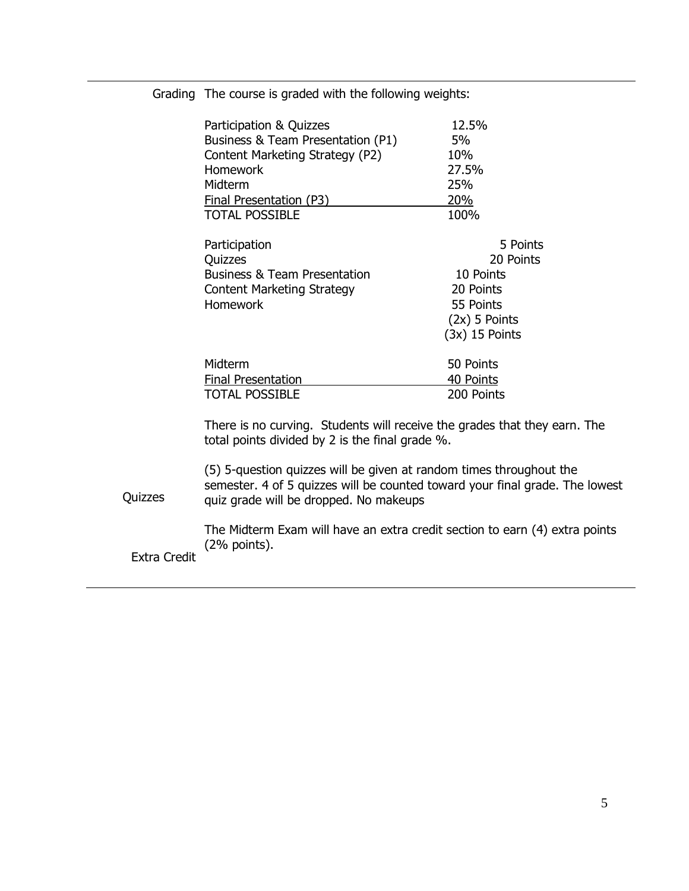**Grading** The course is graded with the following weights:

| | |
|---|---|
| Participation & Quizzes | 12.5% |
| Business & Team Presentation (P1) | 5% |
| Content Marketing Strategy (P2) | 10% |
| Homework | 27.5% |
| Midterm | 25% |
| Final Presentation (P3) | 20% |
| TOTAL POSSIBLE | 100% |

| | |
|---|---|
| Participation | 5 Points |
| Quizzes | 20 Points |
| Business & Team Presentation | 10 Points |
| Content Marketing Strategy | 20 Points |
| Homework | 55 Points |
| | (2x) 5 Points |
| | (3x) 15 Points |
| Midterm | 50 Points |
| Final Presentation | 40 Points |
| TOTAL POSSIBLE | 200 Points |

There is no curving. Students will receive the grades that they earn. The total points divided by 2 is the final grade %.

**Quizzes** (5) 5-question quizzes will be given at random times throughout the semester. 4 of 5 quizzes will be counted toward your final grade. The lowest quiz grade will be dropped. No makeups

**Extra Credit** The Midterm Exam will have an extra credit section to earn (4) extra points (2% points).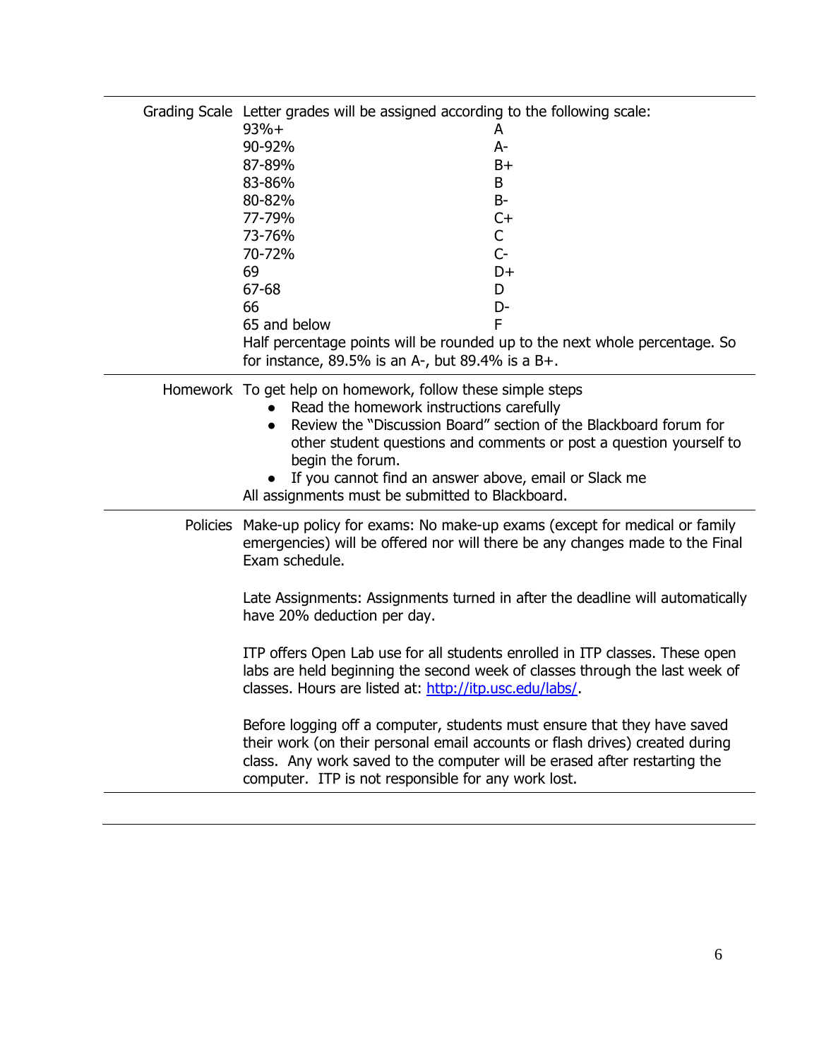**Grading Scale**

Letter grades will be assigned according to the following scale:

| Percentage | Grade |
|---|---|
| 93%+ | A |
| 90-92% | A- |
| 87-89% | B+ |
| 83-86% | B |
| 80-82% | B- |
| 77-79% | C+ |
| 73-76% | C |
| 70-72% | C- |
| 69 | D+ |
| 67-68 | D |
| 66 | D- |
| 65 and below | F |

Half percentage points will be rounded up to the next whole percentage. So for instance, 89.5% is an A-, but 89.4% is a B+.

**Homework**

To get help on homework, follow these simple steps

- Read the homework instructions carefully
- Review the "Discussion Board" section of the Blackboard forum for other student questions and comments or post a question yourself to begin the forum.
- If you cannot find an answer above, email or Slack me

All assignments must be submitted to Blackboard.

**Policies**

Make-up policy for exams: No make-up exams (except for medical or family emergencies) will be offered nor will there be any changes made to the Final Exam schedule.

Late Assignments: Assignments turned in after the deadline will automatically have 20% deduction per day.

ITP offers Open Lab use for all students enrolled in ITP classes. These open labs are held beginning the second week of classes through the last week of classes. Hours are listed at: [http://itp.usc.edu/labs/](http://itp.usc.edu/labs/).

Before logging off a computer, students must ensure that they have saved their work (on their personal email accounts or flash drives) created during class. Any work saved to the computer will be erased after restarting the computer. ITP is not responsible for any work lost.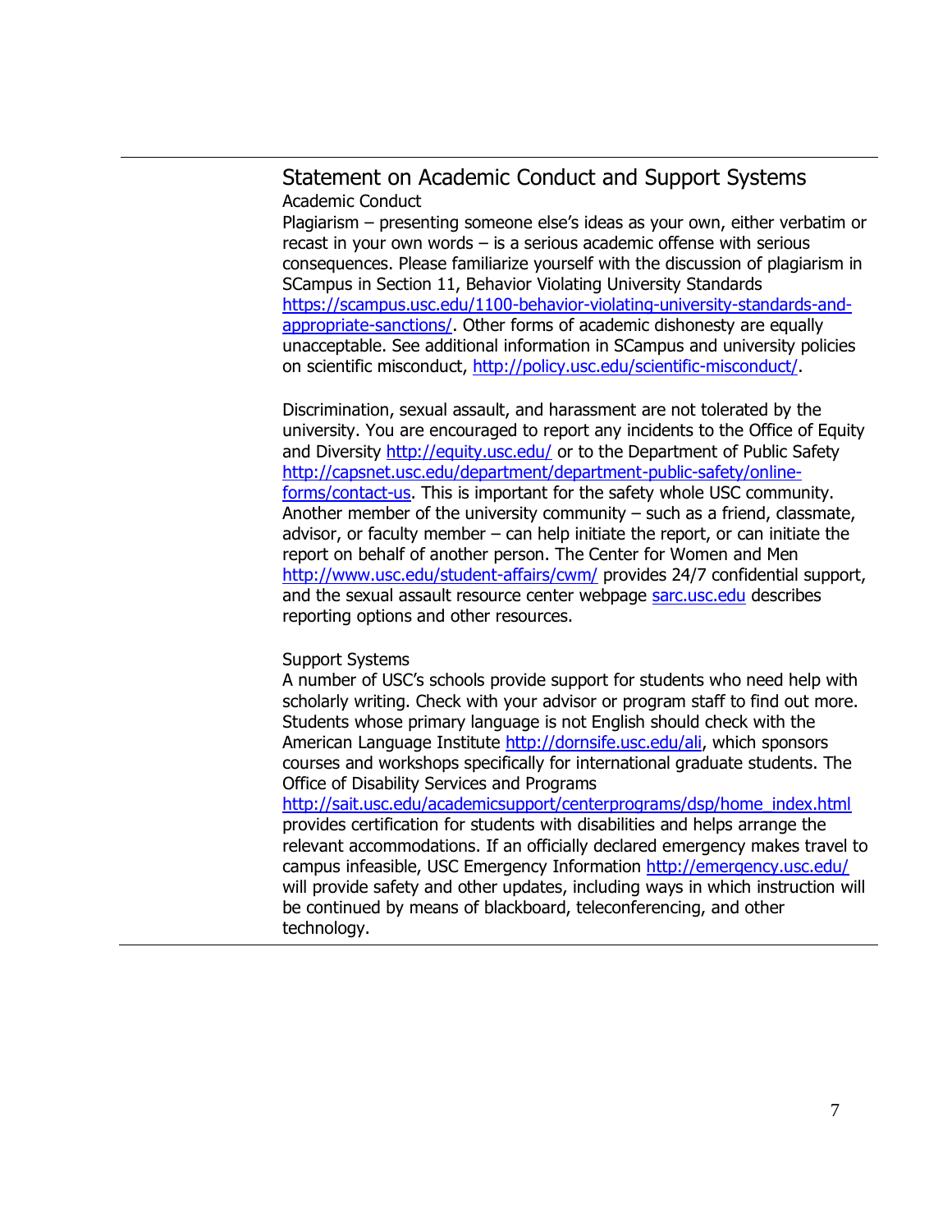## Statement on Academic Conduct and Support Systems

### Academic Conduct

Plagiarism – presenting someone else's ideas as your own, either verbatim or recast in your own words – is a serious academic offense with serious consequences. Please familiarize yourself with the discussion of plagiarism in SCampus in Section 11, Behavior Violating University Standards https://scampus.usc.edu/1100-behavior-violating-university-standards-and-appropriate-sanctions/. Other forms of academic dishonesty are equally unacceptable. See additional information in SCampus and university policies on scientific misconduct, http://policy.usc.edu/scientific-misconduct/.

Discrimination, sexual assault, and harassment are not tolerated by the university. You are encouraged to report any incidents to the Office of Equity and Diversity http://equity.usc.edu/ or to the Department of Public Safety http://capsnet.usc.edu/department/department-public-safety/online-forms/contact-us. This is important for the safety whole USC community. Another member of the university community – such as a friend, classmate, advisor, or faculty member – can help initiate the report, or can initiate the report on behalf of another person. The Center for Women and Men http://www.usc.edu/student-affairs/cwm/ provides 24/7 confidential support, and the sexual assault resource center webpage sarc.usc.edu describes reporting options and other resources.

### Support Systems

A number of USC's schools provide support for students who need help with scholarly writing. Check with your advisor or program staff to find out more. Students whose primary language is not English should check with the American Language Institute http://dornsife.usc.edu/ali, which sponsors courses and workshops specifically for international graduate students. The Office of Disability Services and Programs http://sait.usc.edu/academicsupport/centerprograms/dsp/home_index.html provides certification for students with disabilities and helps arrange the relevant accommodations. If an officially declared emergency makes travel to campus infeasible, USC Emergency Information http://emergency.usc.edu/ will provide safety and other updates, including ways in which instruction will be continued by means of blackboard, teleconferencing, and other technology.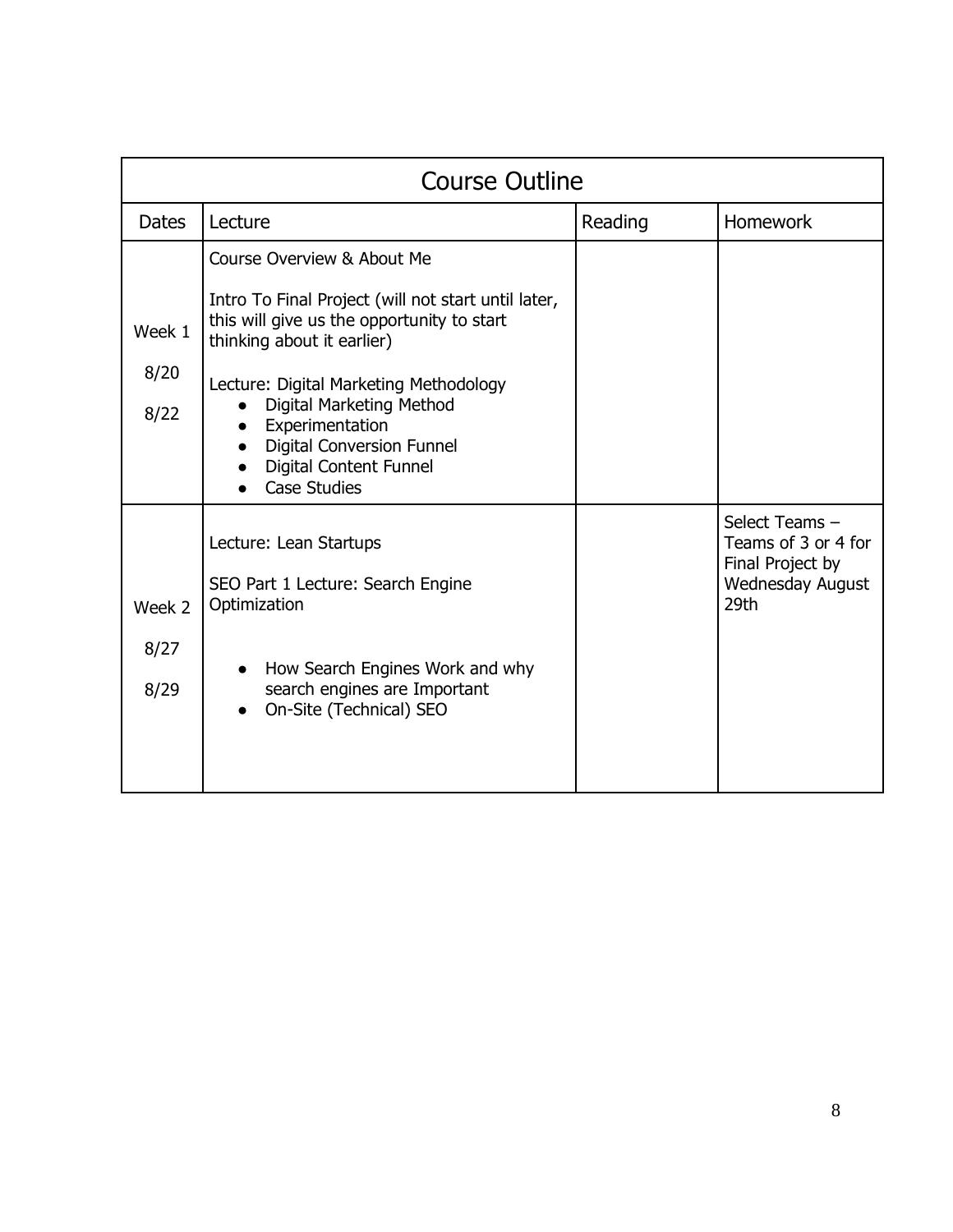## Course Outline

| Dates | Lecture | Reading | Homework |
|---|---|---|---|
| Week 1<br>8/20<br>8/22 | Course Overview & About Me<br><br>Intro To Final Project (will not start until later, this will give us the opportunity to start thinking about it earlier)<br><br>Lecture: Digital Marketing Methodology<br>• Digital Marketing Method<br>• Experimentation<br>• Digital Conversion Funnel<br>• Digital Content Funnel<br>• Case Studies | | |
| Week 2<br>8/27<br>8/29 | Lecture: Lean Startups<br><br>SEO Part 1 Lecture: Search Engine Optimization<br><br>• How Search Engines Work and why search engines are Important<br>• On-Site (Technical) SEO | | Select Teams – Teams of 3 or 4 for Final Project by Wednesday August 29th |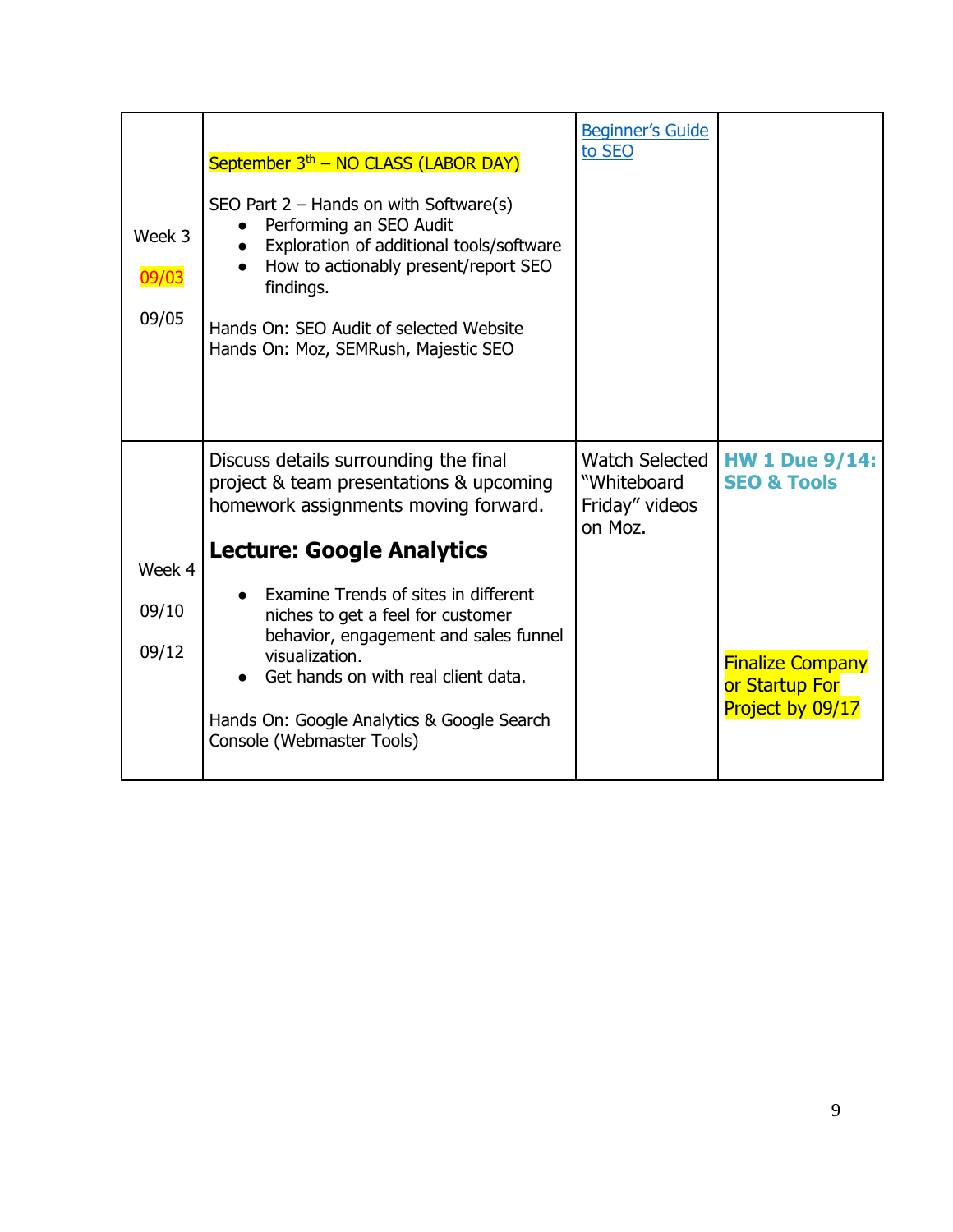| | | | |
|---|---|---|---|
| Week 3<br><br>09/03<br><br>09/05 | September 3th – NO CLASS (LABOR DAY)<br><br>SEO Part 2 – Hands on with Software(s)<br>• Performing an SEO Audit<br>• Exploration of additional tools/software<br>• How to actionably present/report SEO findings.<br><br>Hands On: SEO Audit of selected Website<br>Hands On: Moz, SEMRush, Majestic SEO | [Beginner's Guide to SEO]() | |
| Week 4<br><br>09/10<br><br>09/12 | Discuss details surrounding the final project & team presentations & upcoming homework assignments moving forward.<br><br>**Lecture: Google Analytics**<br><br>• Examine Trends of sites in different niches to get a feel for customer behavior, engagement and sales funnel visualization.<br>• Get hands on with real client data.<br><br>Hands On: Google Analytics & Google Search Console (Webmaster Tools) | Watch Selected "Whiteboard Friday" videos on Moz. | **HW 1 Due 9/14: SEO & Tools**<br><br>Finalize Company or Startup For Project by 09/17 |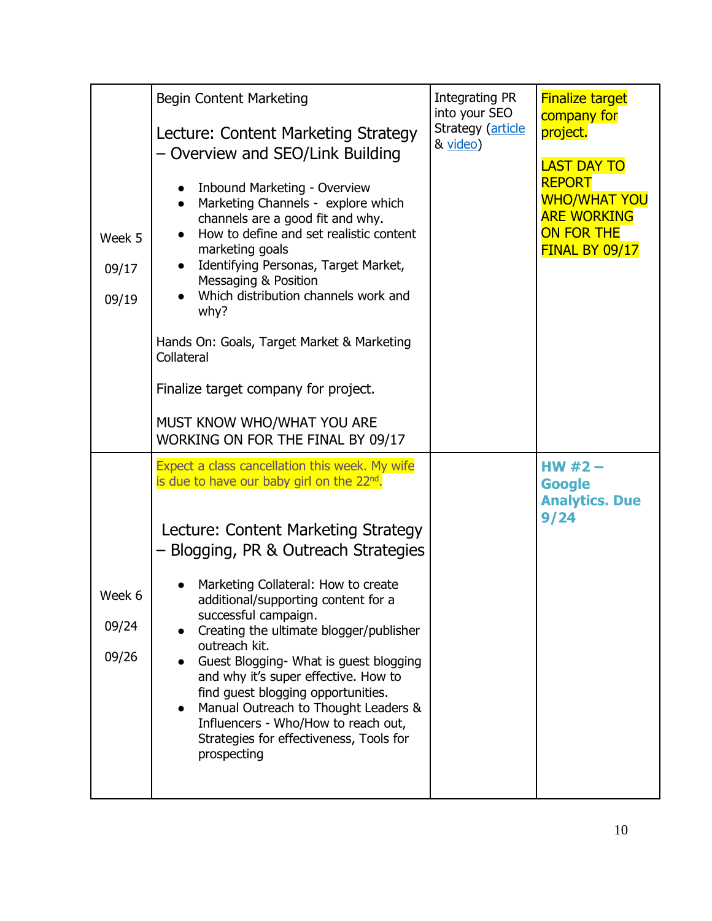| | | | |
|---|---|---|---|
| Week 5<br><br>09/17<br><br>09/19 | Begin Content Marketing<br><br>Lecture: Content Marketing Strategy – Overview and SEO/Link Building<br><br>• Inbound Marketing - Overview<br>• Marketing Channels - explore which channels are a good fit and why.<br>• How to define and set realistic content marketing goals<br>• Identifying Personas, Target Market, Messaging & Position<br>• Which distribution channels work and why?<br><br>Hands On: Goals, Target Market & Marketing Collateral<br><br>Finalize target company for project.<br><br>MUST KNOW WHO/WHAT YOU ARE WORKING ON FOR THE FINAL BY 09/17 | Integrating PR into your SEO Strategy (article & video) | Finalize target company for project.<br><br>LAST DAY TO REPORT WHO/WHAT YOU ARE WORKING ON FOR THE FINAL BY 09/17 |
| Week 6<br><br>09/24<br><br>09/26 | Expect a class cancellation this week. My wife is due to have our baby girl on the 22nd.<br><br>Lecture: Content Marketing Strategy – Blogging, PR & Outreach Strategies<br><br>• Marketing Collateral: How to create additional/supporting content for a successful campaign.<br>• Creating the ultimate blogger/publisher outreach kit.<br>• Guest Blogging- What is guest blogging and why it's super effective. How to find guest blogging opportunities.<br>• Manual Outreach to Thought Leaders & Influencers - Who/How to reach out, Strategies for effectiveness, Tools for prospecting | | **HW #2 – Google Analytics. Due 9/24** |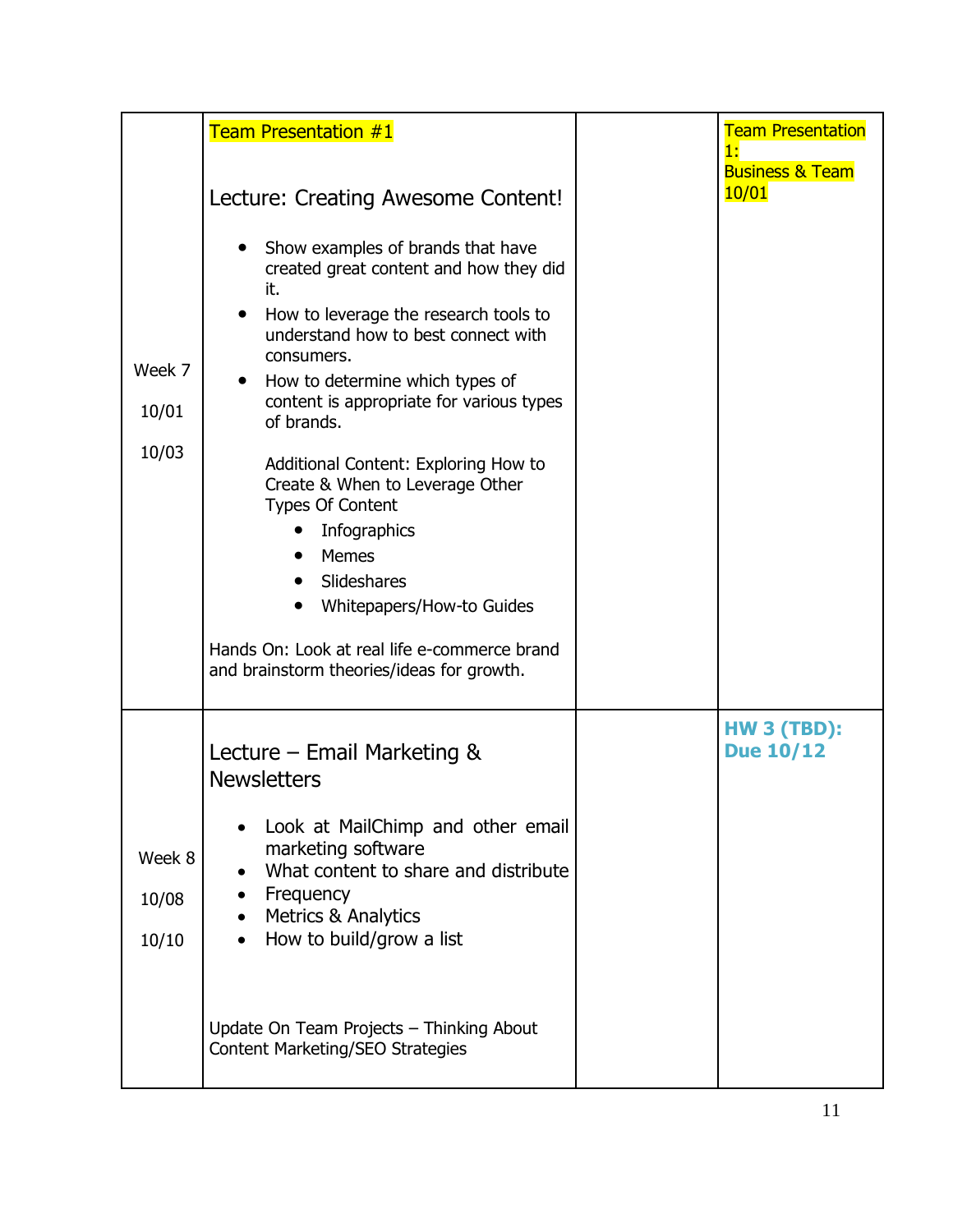| | | | |
|---|---|---|---|
| Week 7<br><br>10/01<br><br>10/03 | Team Presentation #1<br><br>Lecture: Creating Awesome Content!<br><br>• Show examples of brands that have created great content and how they did it.<br>• How to leverage the research tools to understand how to best connect with consumers.<br>• How to determine which types of content is appropriate for various types of brands.<br><br>Additional Content: Exploring How to Create & When to Leverage Other Types Of Content<br>• Infographics<br>• Memes<br>• Slideshares<br>• Whitepapers/How-to Guides<br><br>Hands On: Look at real life e-commerce brand and brainstorm theories/ideas for growth. | | Team Presentation 1:<br>Business & Team<br>10/01 |
| Week 8<br><br>10/08<br><br>10/10 | Lecture – Email Marketing & Newsletters<br><br>• Look at MailChimp and other email marketing software<br>• What content to share and distribute<br>• Frequency<br>• Metrics & Analytics<br>• How to build/grow a list<br><br>Update On Team Projects – Thinking About Content Marketing/SEO Strategies | | **HW 3 (TBD): Due 10/12** |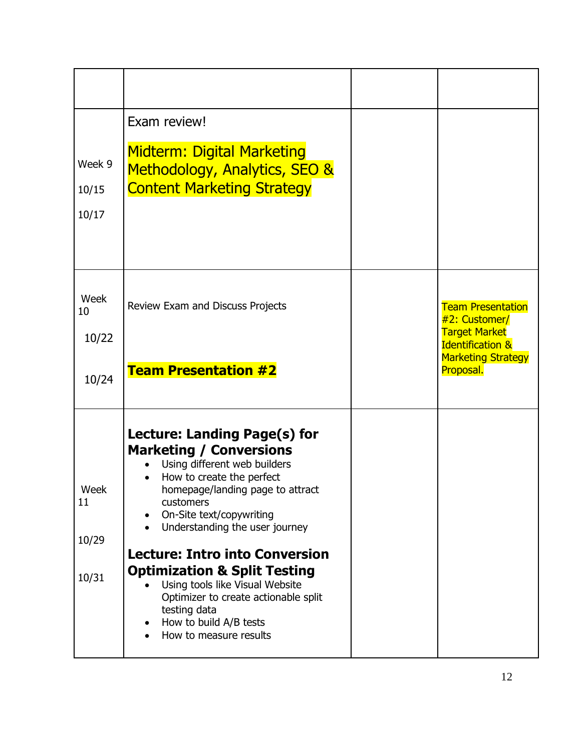| | | | |
|---|---|---|---|
| | | | |
| Week 9<br><br>10/15<br><br>10/17 | Exam review!<br><br>Midterm: Digital Marketing Methodology, Analytics, SEO & Content Marketing Strategy | | |
| Week 10<br><br>10/22<br><br>10/24 | Review Exam and Discuss Projects<br><br>**Team Presentation #2** | | Team Presentation #2: Customer/ Target Market Identification & Marketing Strategy Proposal. |
| Week 11<br><br>10/29<br><br>10/31 | **Lecture: Landing Page(s) for Marketing / Conversions**<br>• Using different web builders<br>• How to create the perfect homepage/landing page to attract customers<br>• On-Site text/copywriting<br>• Understanding the user journey<br><br>**Lecture: Intro into Conversion Optimization & Split Testing**<br>• Using tools like Visual Website Optimizer to create actionable split testing data<br>• How to build A/B tests<br>• How to measure results | | |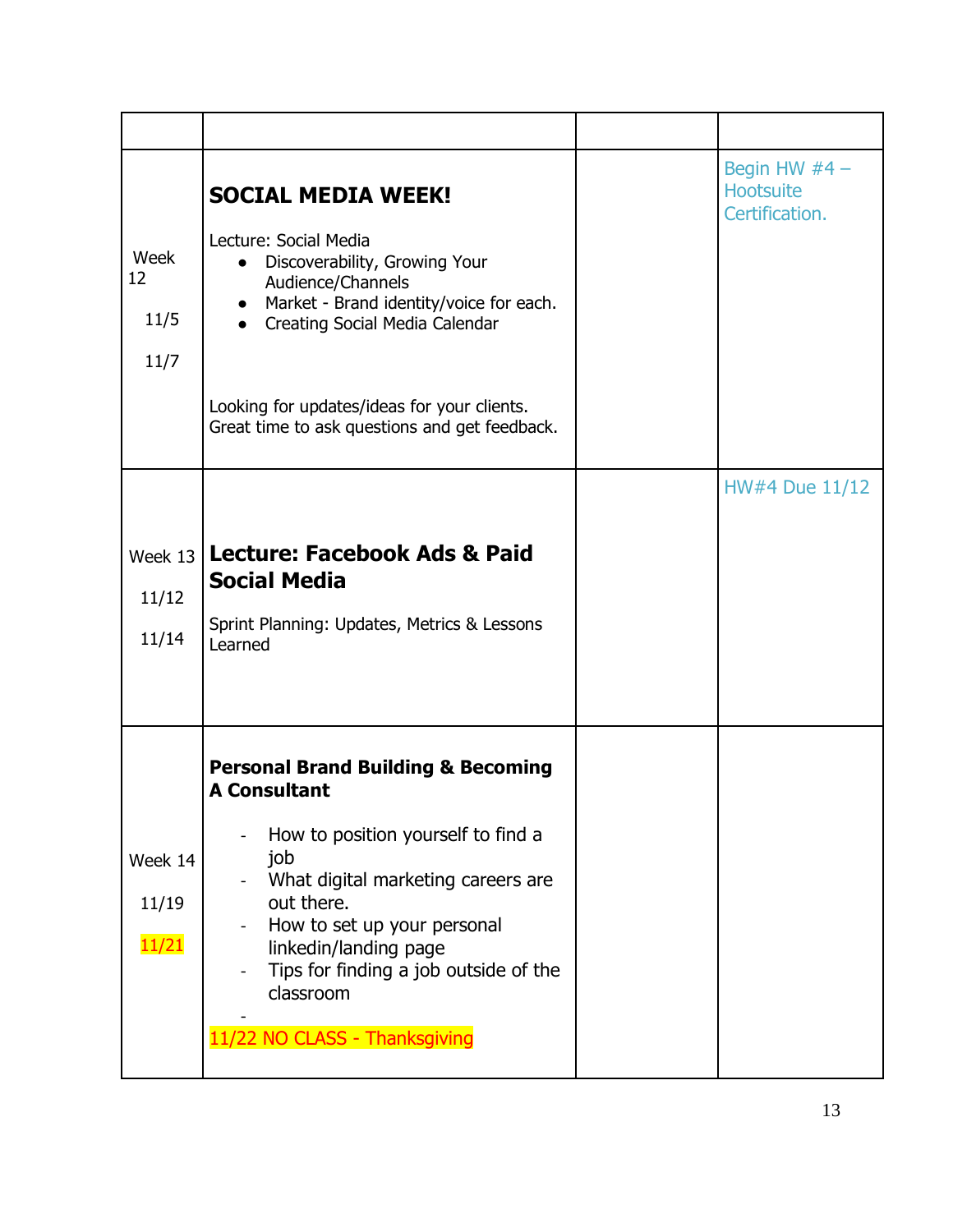| | | | |
|---|---|---|---|
| Week 12<br><br>11/5<br><br>11/7 | **SOCIAL MEDIA WEEK!**<br><br>Lecture: Social Media<br>• Discoverability, Growing Your Audience/Channels<br>• Market - Brand identity/voice for each.<br>• Creating Social Media Calendar<br><br>Looking for updates/ideas for your clients. Great time to ask questions and get feedback. | | Begin HW #4 – Hootsuite Certification. |
| Week 13<br><br>11/12<br><br>11/14 | **Lecture: Facebook Ads & Paid Social Media**<br><br>Sprint Planning: Updates, Metrics & Lessons Learned | | HW#4 Due 11/12 |
| Week 14<br><br>11/19<br><br>11/21 | **Personal Brand Building & Becoming A Consultant**<br><br>- How to position yourself to find a job<br>- What digital marketing careers are out there.<br>- How to set up your personal linkedin/landing page<br>- Tips for finding a job outside of the classroom<br>-<br>11/22 NO CLASS - Thanksgiving | | |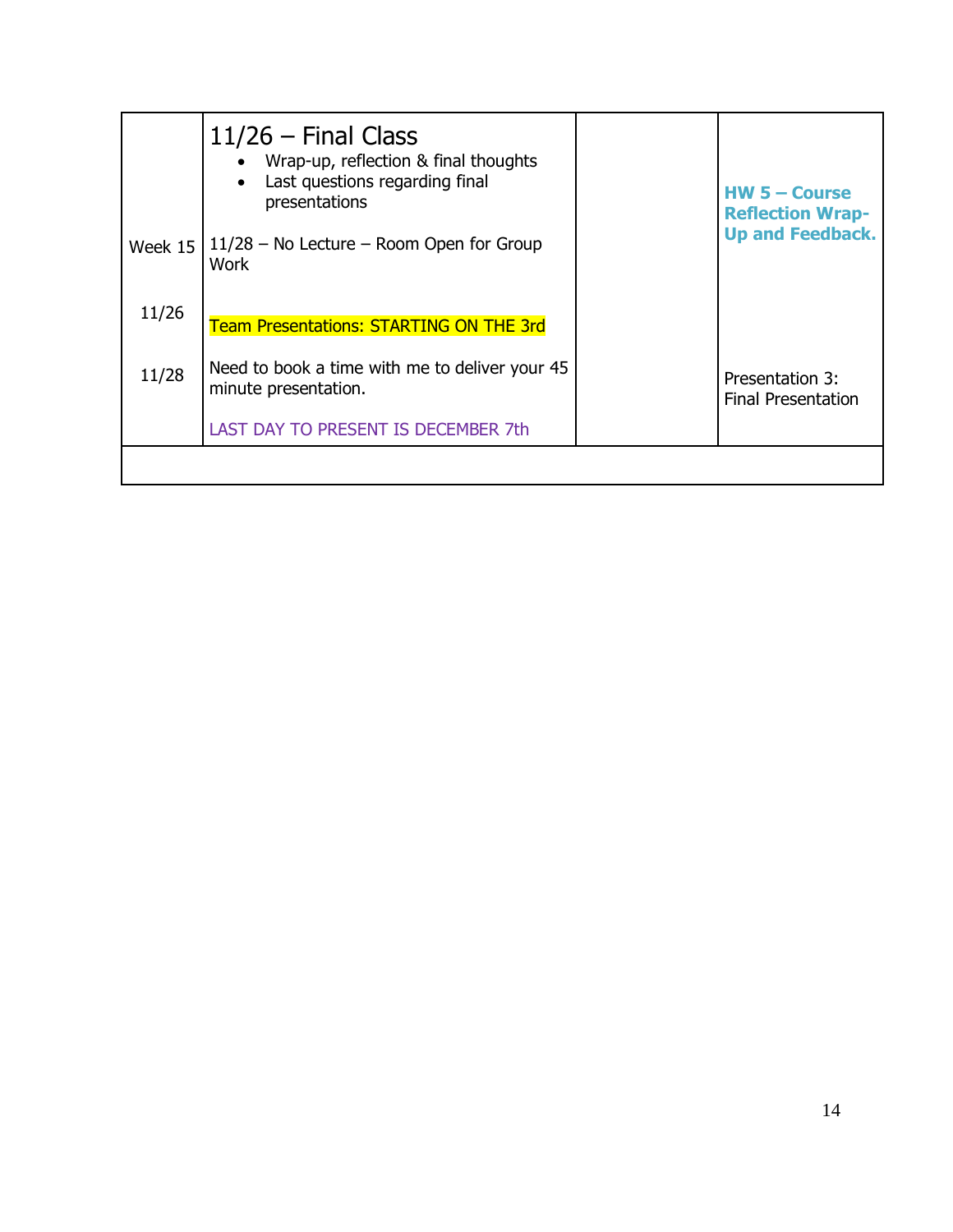| | | | |
|---|---|---|---|
| Week 15<br><br>11/26<br><br>11/28 | 11/26 – Final Class<br>• Wrap-up, reflection & final thoughts<br>• Last questions regarding final presentations<br><br>11/28 – No Lecture – Room Open for Group Work<br><br>Team Presentations: STARTING ON THE 3rd<br><br>Need to book a time with me to deliver your 45 minute presentation.<br><br>LAST DAY TO PRESENT IS DECEMBER 7th | | **HW 5 – Course Reflection Wrap-Up and Feedback.**<br><br>Presentation 3: Final Presentation |
| | | | |